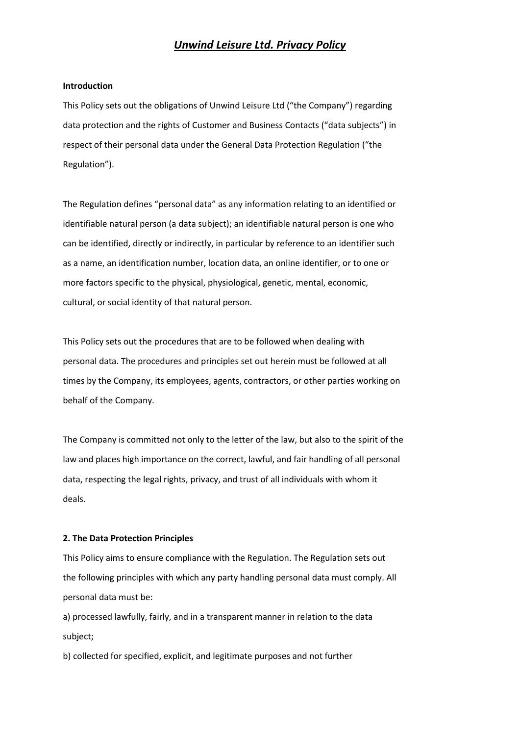# *Unwind Leisure Ltd. Privacy Policy*

**Introduction**

This Policy sets out the obligations of Unwind Leisure Ltd ("the Company") regarding data protection and the rights of Customer and Business Contacts ("data subjects") in respect of their personal data under the General Data Protection Regulation ("the Regulation").

The Regulation defines "personal data" as any information relating to an identified or identifiable natural person (a data subject); an identifiable natural person is one who can be identified, directly or indirectly, in particular by reference to an identifier such as a name, an identification number, location data, an online identifier, or to one or more factors specific to the physical, physiological, genetic, mental, economic, cultural, or social identity of that natural person.

This Policy sets out the procedures that are to be followed when dealing with personal data. The procedures and principles set out herein must be followed at all times by the Company, its employees, agents, contractors, or other parties working on behalf of the Company.

The Company is committed not only to the letter of the law, but also to the spirit of the law and places high importance on the correct, lawful, and fair handling of all personal data, respecting the legal rights, privacy, and trust of all individuals with whom it deals.

**2. The Data Protection Principles**

This Policy aims to ensure compliance with the Regulation. The Regulation sets out the following principles with which any party handling personal data must comply. All personal data must be:

a) processed lawfully, fairly, and in a transparent manner in relation to the data subject;

b) collected for specified, explicit, and legitimate purposes and not further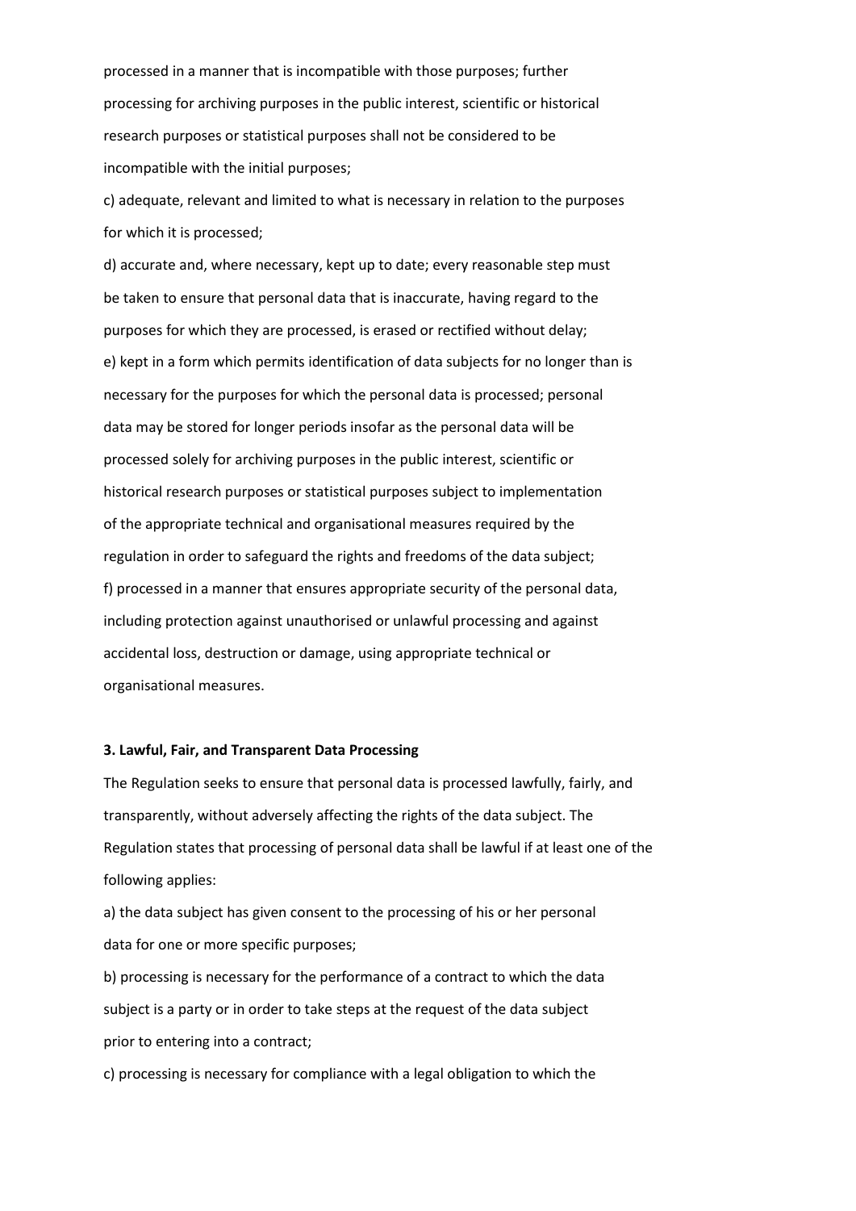processed in a manner that is incompatible with those purposes; further processing for archiving purposes in the public interest, scientific or historical research purposes or statistical purposes shall not be considered to be incompatible with the initial purposes;

c) adequate, relevant and limited to what is necessary in relation to the purposes for which it is processed;

d) accurate and, where necessary, kept up to date; every reasonable step must be taken to ensure that personal data that is inaccurate, having regard to the purposes for which they are processed, is erased or rectified without delay;

e) kept in a form which permits identification of data subjects for no longer than is necessary for the purposes for which the personal data is processed; personal data may be stored for longer periods insofar as the personal data will be processed solely for archiving purposes in the public interest, scientific or historical research purposes or statistical purposes subject to implementation of the appropriate technical and organisational measures required by the regulation in order to safeguard the rights and freedoms of the data subject;

f) processed in a manner that ensures appropriate security of the personal data, including protection against unauthorised or unlawful processing and against accidental loss, destruction or damage, using appropriate technical or organisational measures.

**3. Lawful, Fair, and Transparent Data Processing**

The Regulation seeks to ensure that personal data is processed lawfully, fairly, and transparently, without adversely affecting the rights of the data subject. The Regulation states that processing of personal data shall be lawful if at least one of the following applies:

a) the data subject has given consent to the processing of his or her personal data for one or more specific purposes;

b) processing is necessary for the performance of a contract to which the data subject is a party or in order to take steps at the request of the data subject prior to entering into a contract;

c) processing is necessary for compliance with a legal obligation to which the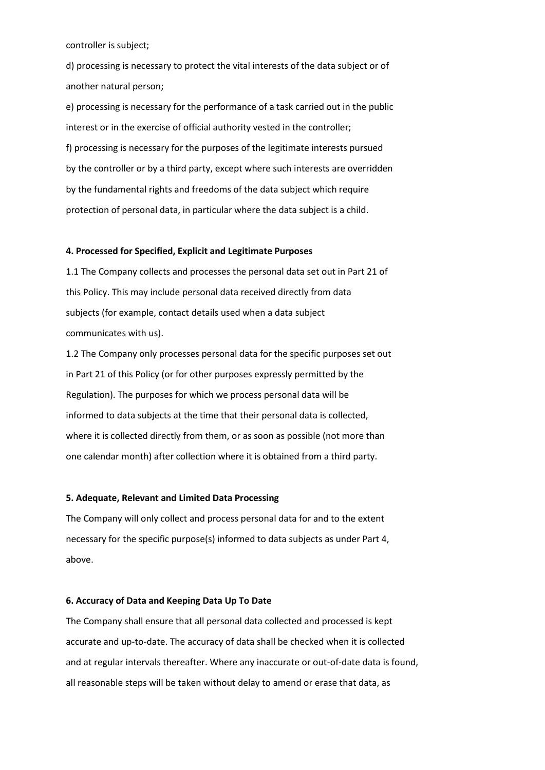controller is subject;

d) processing is necessary to protect the vital interests of the data subject or of another natural person;

e) processing is necessary for the performance of a task carried out in the public interest or in the exercise of official authority vested in the controller;

f) processing is necessary for the purposes of the legitimate interests pursued by the controller or by a third party, except where such interests are overridden by the fundamental rights and freedoms of the data subject which require protection of personal data, in particular where the data subject is a child.

**4. Processed for Specified, Explicit and Legitimate Purposes**

1.1 The Company collects and processes the personal data set out in Part 21 of this Policy. This may include personal data received directly from data subjects (for example, contact details used when a data subject communicates with us).

1.2 The Company only processes personal data for the specific purposes set out in Part 21 of this Policy (or for other purposes expressly permitted by the Regulation). The purposes for which we process personal data will be informed to data subjects at the time that their personal data is collected, where it is collected directly from them, or as soon as possible (not more than one calendar month) after collection where it is obtained from a third party.

**5. Adequate, Relevant and Limited Data Processing**

The Company will only collect and process personal data for and to the extent necessary for the specific purpose(s) informed to data subjects as under Part 4, above.

**6. Accuracy of Data and Keeping Data Up To Date**

The Company shall ensure that all personal data collected and processed is kept accurate and up-to-date. The accuracy of data shall be checked when it is collected and at regular intervals thereafter. Where any inaccurate or out-of-date data is found, all reasonable steps will be taken without delay to amend or erase that data, as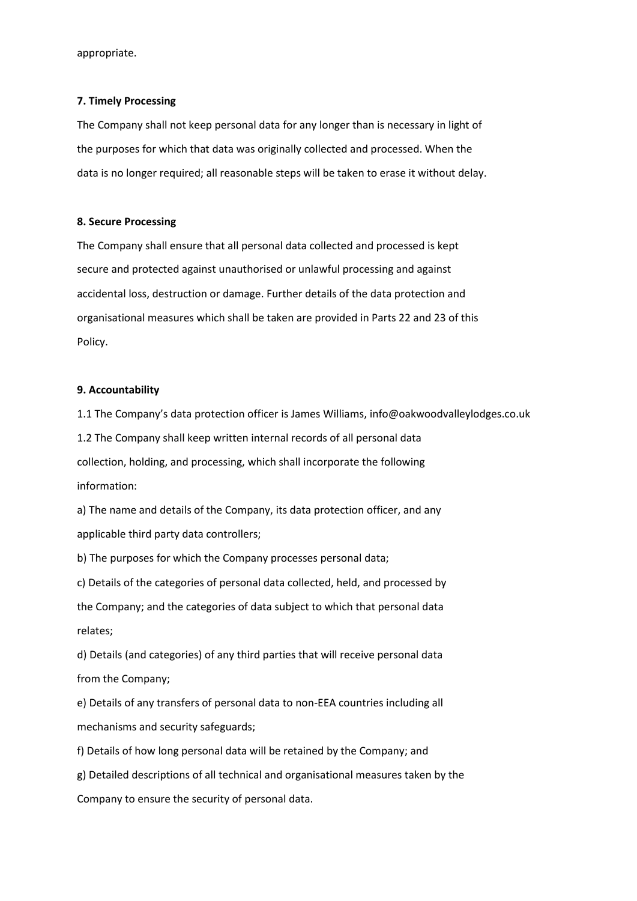appropriate.

**7. Timely Processing**

The Company shall not keep personal data for any longer than is necessary in light of the purposes for which that data was originally collected and processed. When the data is no longer required; all reasonable steps will be taken to erase it without delay.

**8. Secure Processing**

The Company shall ensure that all personal data collected and processed is kept secure and protected against unauthorised or unlawful processing and against accidental loss, destruction or damage. Further details of the data protection and organisational measures which shall be taken are provided in Parts 22 and 23 of this Policy.

**9. Accountability**

1.1 The Company's data protection officer is James Williams, info@oakwoodvalleylodges.co.uk

1.2 The Company shall keep written internal records of all personal data collection, holding, and processing, which shall incorporate the following information:

a) The name and details of the Company, its data protection officer, and any applicable third party data controllers;

b) The purposes for which the Company processes personal data;

c) Details of the categories of personal data collected, held, and processed by the Company; and the categories of data subject to which that personal data relates;

d) Details (and categories) of any third parties that will receive personal data from the Company;

e) Details of any transfers of personal data to non-EEA countries including all mechanisms and security safeguards;

f) Details of how long personal data will be retained by the Company; and

g) Detailed descriptions of all technical and organisational measures taken by the Company to ensure the security of personal data.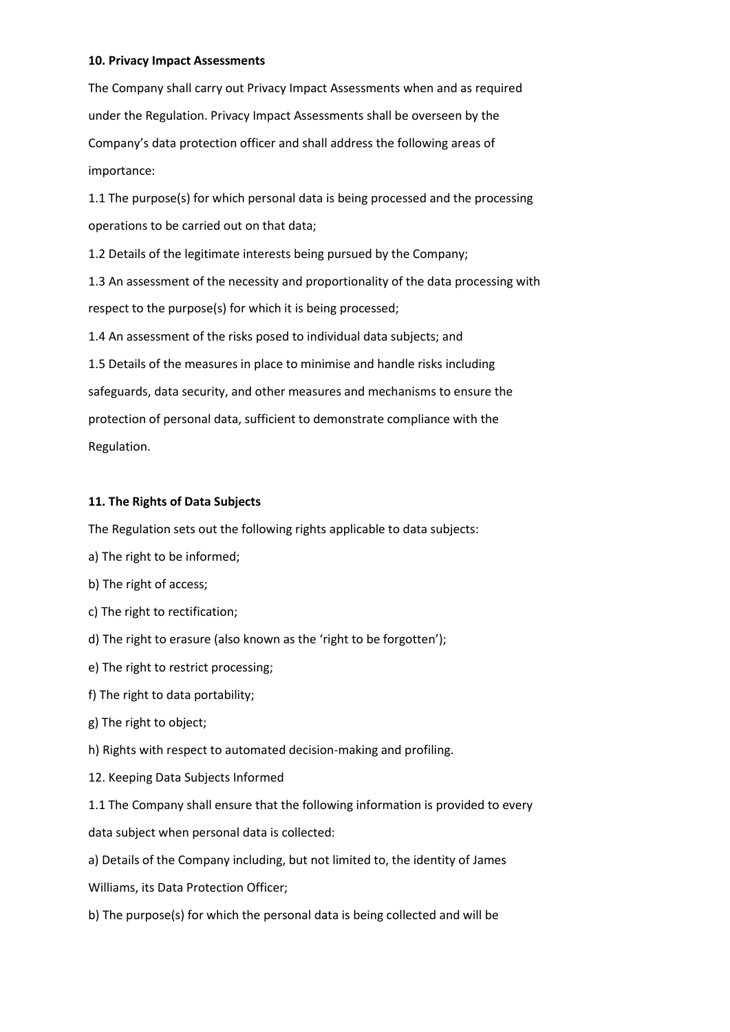**10. Privacy Impact Assessments**

The Company shall carry out Privacy Impact Assessments when and as required under the Regulation. Privacy Impact Assessments shall be overseen by the Company's data protection officer and shall address the following areas of importance:

1.1 The purpose(s) for which personal data is being processed and the processing operations to be carried out on that data;

1.2 Details of the legitimate interests being pursued by the Company;

1.3 An assessment of the necessity and proportionality of the data processing with respect to the purpose(s) for which it is being processed;

1.4 An assessment of the risks posed to individual data subjects; and

1.5 Details of the measures in place to minimise and handle risks including safeguards, data security, and other measures and mechanisms to ensure the protection of personal data, sufficient to demonstrate compliance with the Regulation.

**11. The Rights of Data Subjects**

The Regulation sets out the following rights applicable to data subjects:

a) The right to be informed;

b) The right of access;

c) The right to rectification;

d) The right to erasure (also known as the 'right to be forgotten');

e) The right to restrict processing;

f) The right to data portability;

g) The right to object;

h) Rights with respect to automated decision-making and profiling.

12. Keeping Data Subjects Informed

1.1 The Company shall ensure that the following information is provided to every data subject when personal data is collected:

a) Details of the Company including, but not limited to, the identity of James Williams, its Data Protection Officer;

b) The purpose(s) for which the personal data is being collected and will be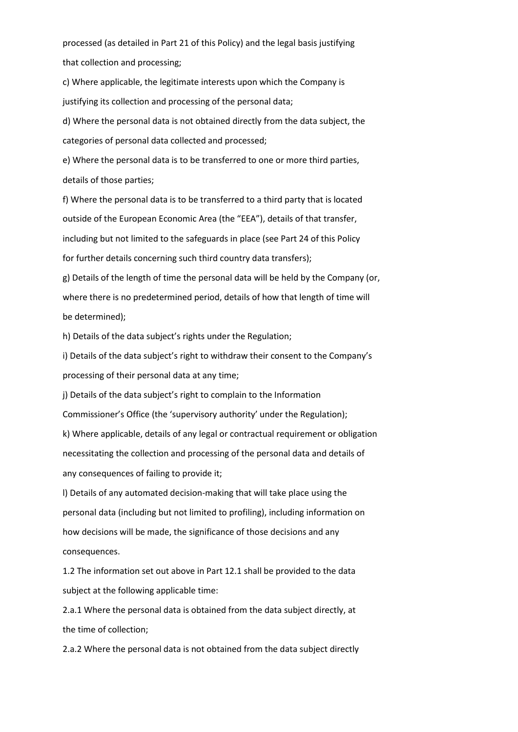processed (as detailed in Part 21 of this Policy) and the legal basis justifying that collection and processing;

c) Where applicable, the legitimate interests upon which the Company is justifying its collection and processing of the personal data;

d) Where the personal data is not obtained directly from the data subject, the categories of personal data collected and processed;

e) Where the personal data is to be transferred to one or more third parties, details of those parties;

f) Where the personal data is to be transferred to a third party that is located outside of the European Economic Area (the "EEA"), details of that transfer, including but not limited to the safeguards in place (see Part 24 of this Policy for further details concerning such third country data transfers);

g) Details of the length of time the personal data will be held by the Company (or, where there is no predetermined period, details of how that length of time will be determined);

h) Details of the data subject's rights under the Regulation;

i) Details of the data subject's right to withdraw their consent to the Company's processing of their personal data at any time;

j) Details of the data subject's right to complain to the Information Commissioner's Office (the 'supervisory authority' under the Regulation);

k) Where applicable, details of any legal or contractual requirement or obligation necessitating the collection and processing of the personal data and details of any consequences of failing to provide it;

l) Details of any automated decision-making that will take place using the personal data (including but not limited to profiling), including information on how decisions will be made, the significance of those decisions and any consequences.

1.2 The information set out above in Part 12.1 shall be provided to the data subject at the following applicable time:

2.a.1 Where the personal data is obtained from the data subject directly, at the time of collection;

2.a.2 Where the personal data is not obtained from the data subject directly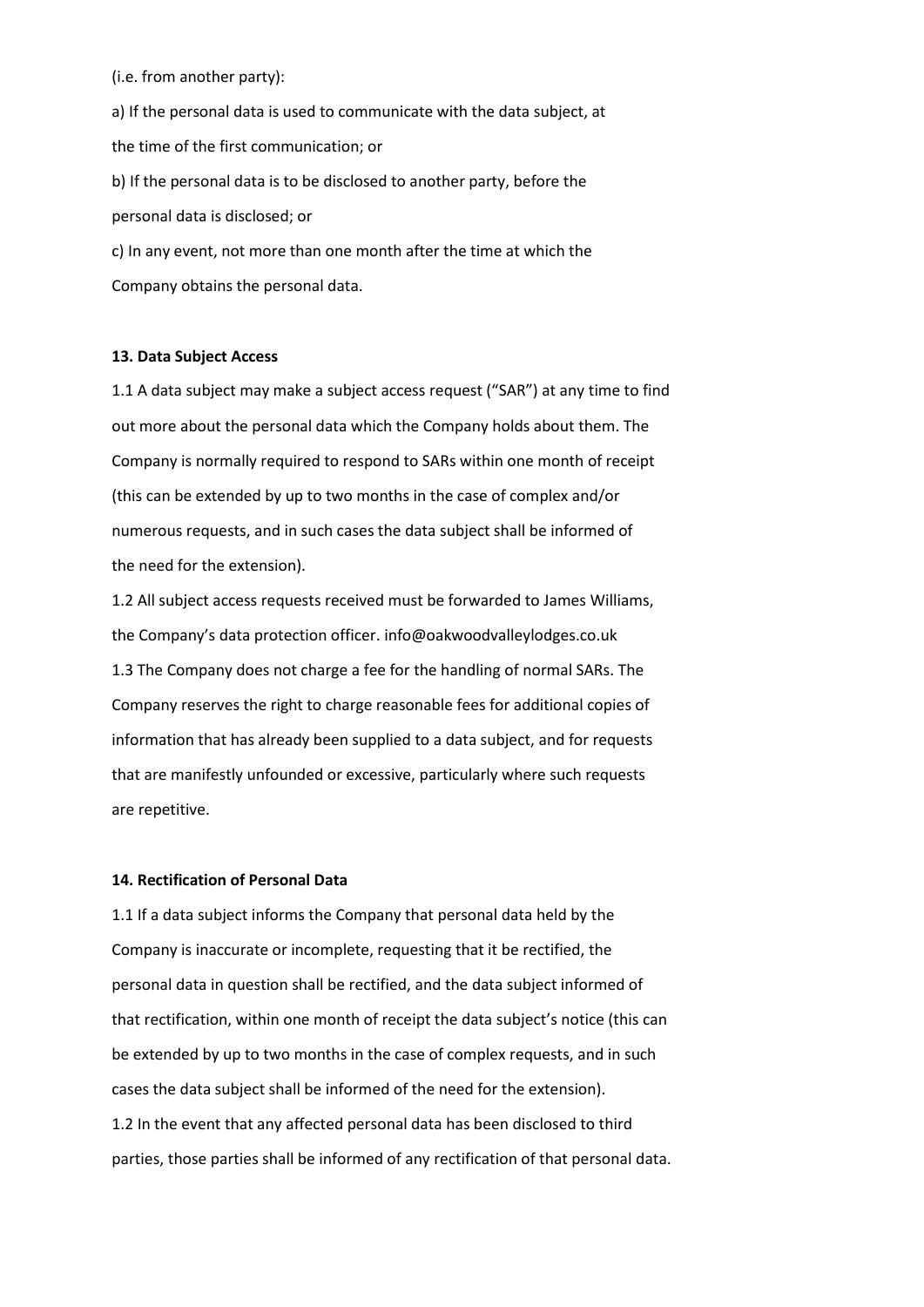(i.e. from another party):

a) If the personal data is used to communicate with the data subject, at the time of the first communication; or

b) If the personal data is to be disclosed to another party, before the personal data is disclosed; or

c) In any event, not more than one month after the time at which the Company obtains the personal data.

**13. Data Subject Access**

1.1 A data subject may make a subject access request ("SAR") at any time to find out more about the personal data which the Company holds about them. The Company is normally required to respond to SARs within one month of receipt (this can be extended by up to two months in the case of complex and/or numerous requests, and in such cases the data subject shall be informed of the need for the extension).

1.2 All subject access requests received must be forwarded to James Williams, the Company's data protection officer. info@oakwoodvalleylodges.co.uk

1.3 The Company does not charge a fee for the handling of normal SARs. The Company reserves the right to charge reasonable fees for additional copies of information that has already been supplied to a data subject, and for requests that are manifestly unfounded or excessive, particularly where such requests are repetitive.

**14. Rectification of Personal Data**

1.1 If a data subject informs the Company that personal data held by the Company is inaccurate or incomplete, requesting that it be rectified, the personal data in question shall be rectified, and the data subject informed of that rectification, within one month of receipt the data subject's notice (this can be extended by up to two months in the case of complex requests, and in such cases the data subject shall be informed of the need for the extension).

1.2 In the event that any affected personal data has been disclosed to third parties, those parties shall be informed of any rectification of that personal data.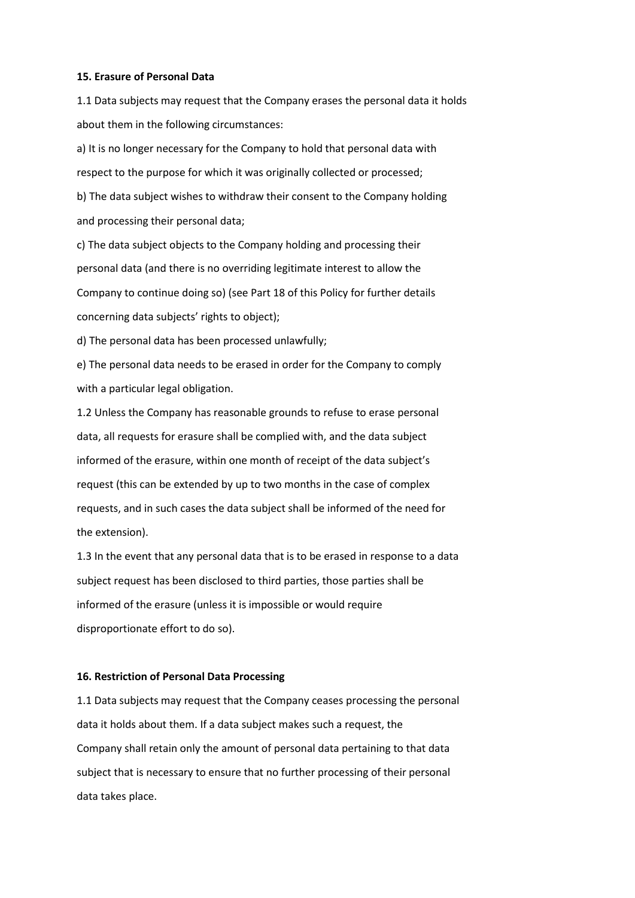**15. Erasure of Personal Data**

1.1 Data subjects may request that the Company erases the personal data it holds about them in the following circumstances:

a) It is no longer necessary for the Company to hold that personal data with respect to the purpose for which it was originally collected or processed;

b) The data subject wishes to withdraw their consent to the Company holding and processing their personal data;

c) The data subject objects to the Company holding and processing their personal data (and there is no overriding legitimate interest to allow the Company to continue doing so) (see Part 18 of this Policy for further details concerning data subjects' rights to object);

d) The personal data has been processed unlawfully;

e) The personal data needs to be erased in order for the Company to comply with a particular legal obligation.

1.2 Unless the Company has reasonable grounds to refuse to erase personal data, all requests for erasure shall be complied with, and the data subject informed of the erasure, within one month of receipt of the data subject's request (this can be extended by up to two months in the case of complex requests, and in such cases the data subject shall be informed of the need for the extension).

1.3 In the event that any personal data that is to be erased in response to a data subject request has been disclosed to third parties, those parties shall be informed of the erasure (unless it is impossible or would require disproportionate effort to do so).

**16. Restriction of Personal Data Processing**

1.1 Data subjects may request that the Company ceases processing the personal data it holds about them. If a data subject makes such a request, the Company shall retain only the amount of personal data pertaining to that data subject that is necessary to ensure that no further processing of their personal data takes place.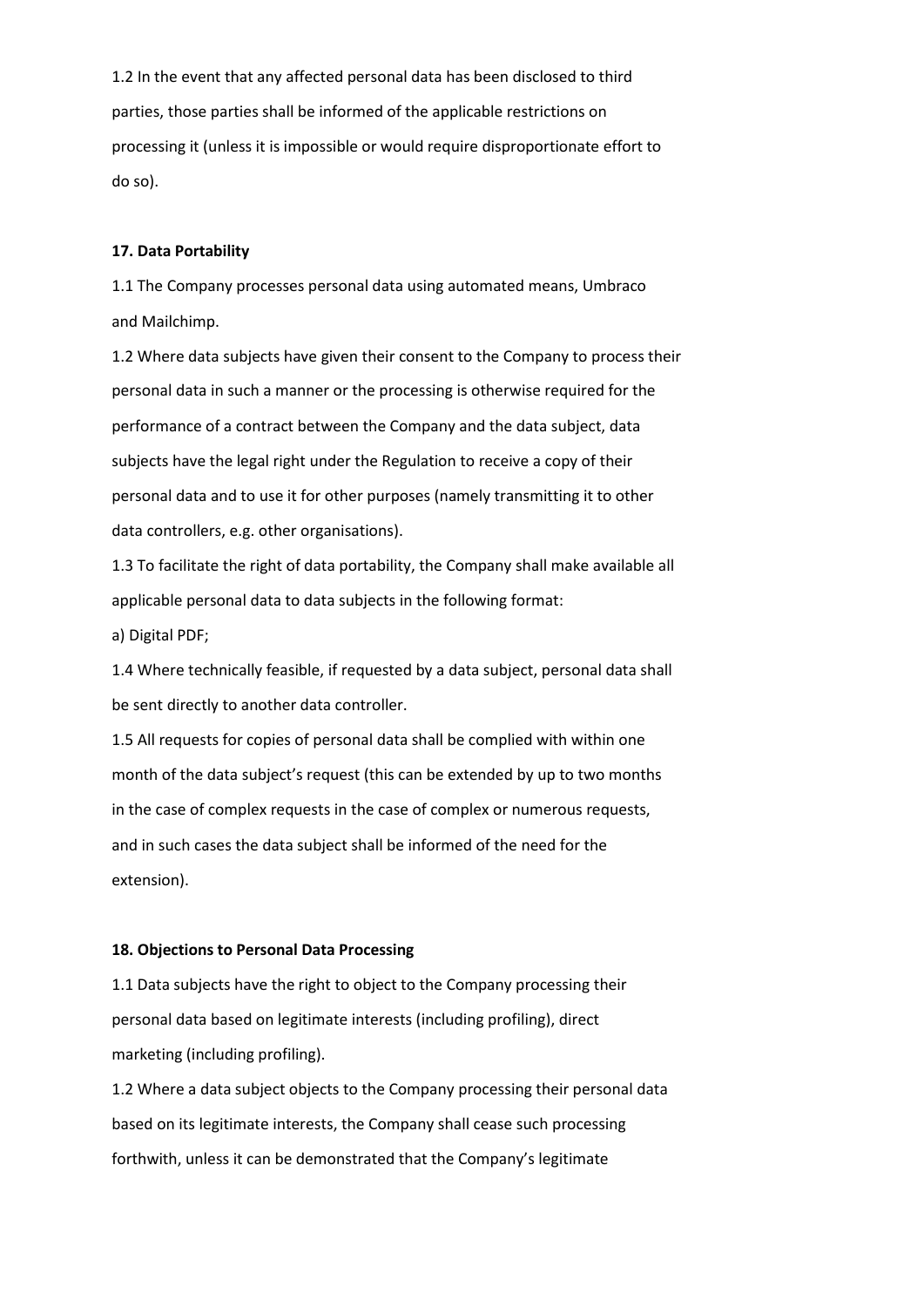1.2 In the event that any affected personal data has been disclosed to third parties, those parties shall be informed of the applicable restrictions on processing it (unless it is impossible or would require disproportionate effort to do so).

**17. Data Portability**

1.1 The Company processes personal data using automated means, Umbraco and Mailchimp.

1.2 Where data subjects have given their consent to the Company to process their personal data in such a manner or the processing is otherwise required for the performance of a contract between the Company and the data subject, data subjects have the legal right under the Regulation to receive a copy of their personal data and to use it for other purposes (namely transmitting it to other data controllers, e.g. other organisations).

1.3 To facilitate the right of data portability, the Company shall make available all applicable personal data to data subjects in the following format:

a) Digital PDF;

1.4 Where technically feasible, if requested by a data subject, personal data shall be sent directly to another data controller.

1.5 All requests for copies of personal data shall be complied with within one month of the data subject's request (this can be extended by up to two months in the case of complex requests in the case of complex or numerous requests, and in such cases the data subject shall be informed of the need for the extension).

**18. Objections to Personal Data Processing**

1.1 Data subjects have the right to object to the Company processing their personal data based on legitimate interests (including profiling), direct marketing (including profiling).

1.2 Where a data subject objects to the Company processing their personal data based on its legitimate interests, the Company shall cease such processing forthwith, unless it can be demonstrated that the Company's legitimate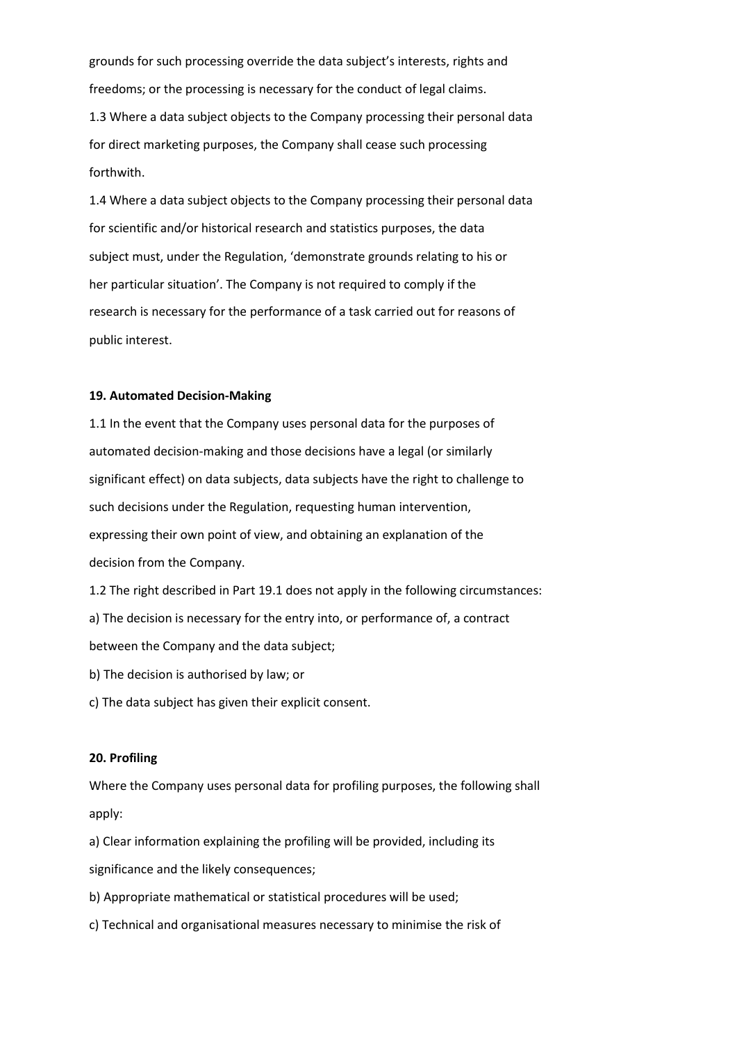grounds for such processing override the data subject's interests, rights and freedoms; or the processing is necessary for the conduct of legal claims.

1.3 Where a data subject objects to the Company processing their personal data for direct marketing purposes, the Company shall cease such processing forthwith.

1.4 Where a data subject objects to the Company processing their personal data for scientific and/or historical research and statistics purposes, the data subject must, under the Regulation, 'demonstrate grounds relating to his or her particular situation'. The Company is not required to comply if the research is necessary for the performance of a task carried out for reasons of public interest.

**19. Automated Decision-Making**

1.1 In the event that the Company uses personal data for the purposes of automated decision-making and those decisions have a legal (or similarly significant effect) on data subjects, data subjects have the right to challenge to such decisions under the Regulation, requesting human intervention, expressing their own point of view, and obtaining an explanation of the decision from the Company.

1.2 The right described in Part 19.1 does not apply in the following circumstances:

a) The decision is necessary for the entry into, or performance of, a contract between the Company and the data subject;

b) The decision is authorised by law; or

c) The data subject has given their explicit consent.

**20. Profiling**

Where the Company uses personal data for profiling purposes, the following shall apply:

a) Clear information explaining the profiling will be provided, including its significance and the likely consequences;

b) Appropriate mathematical or statistical procedures will be used;

c) Technical and organisational measures necessary to minimise the risk of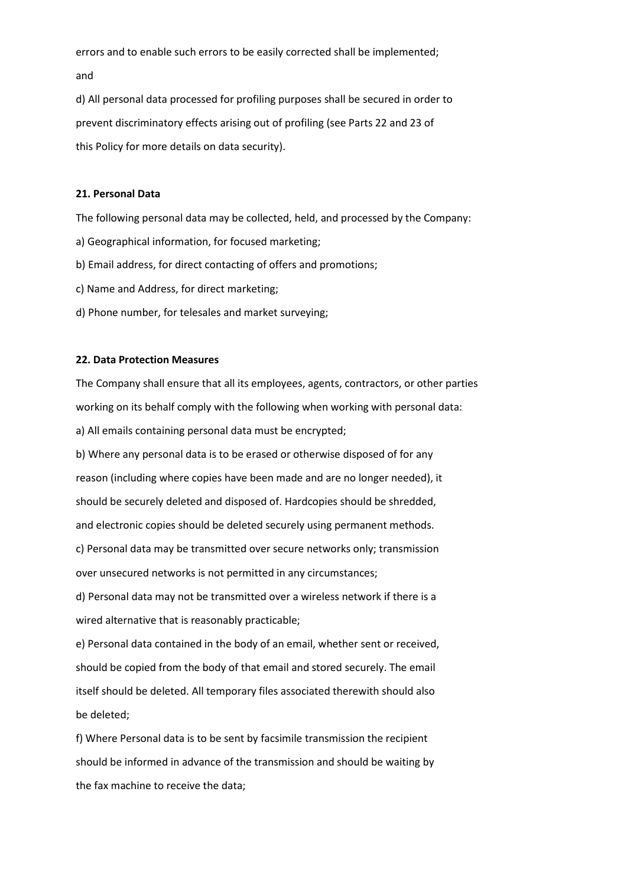errors and to enable such errors to be easily corrected shall be implemented; and

d) All personal data processed for profiling purposes shall be secured in order to prevent discriminatory effects arising out of profiling (see Parts 22 and 23 of this Policy for more details on data security).

**21. Personal Data**

The following personal data may be collected, held, and processed by the Company:

a) Geographical information, for focused marketing;

b) Email address, for direct contacting of offers and promotions;

c) Name and Address, for direct marketing;

d) Phone number, for telesales and market surveying;

**22. Data Protection Measures**

The Company shall ensure that all its employees, agents, contractors, or other parties working on its behalf comply with the following when working with personal data:

a) All emails containing personal data must be encrypted;

b) Where any personal data is to be erased or otherwise disposed of for any reason (including where copies have been made and are no longer needed), it should be securely deleted and disposed of. Hardcopies should be shredded, and electronic copies should be deleted securely using permanent methods.

c) Personal data may be transmitted over secure networks only; transmission over unsecured networks is not permitted in any circumstances;

d) Personal data may not be transmitted over a wireless network if there is a wired alternative that is reasonably practicable;

e) Personal data contained in the body of an email, whether sent or received, should be copied from the body of that email and stored securely. The email itself should be deleted. All temporary files associated therewith should also be deleted;

f) Where Personal data is to be sent by facsimile transmission the recipient should be informed in advance of the transmission and should be waiting by the fax machine to receive the data;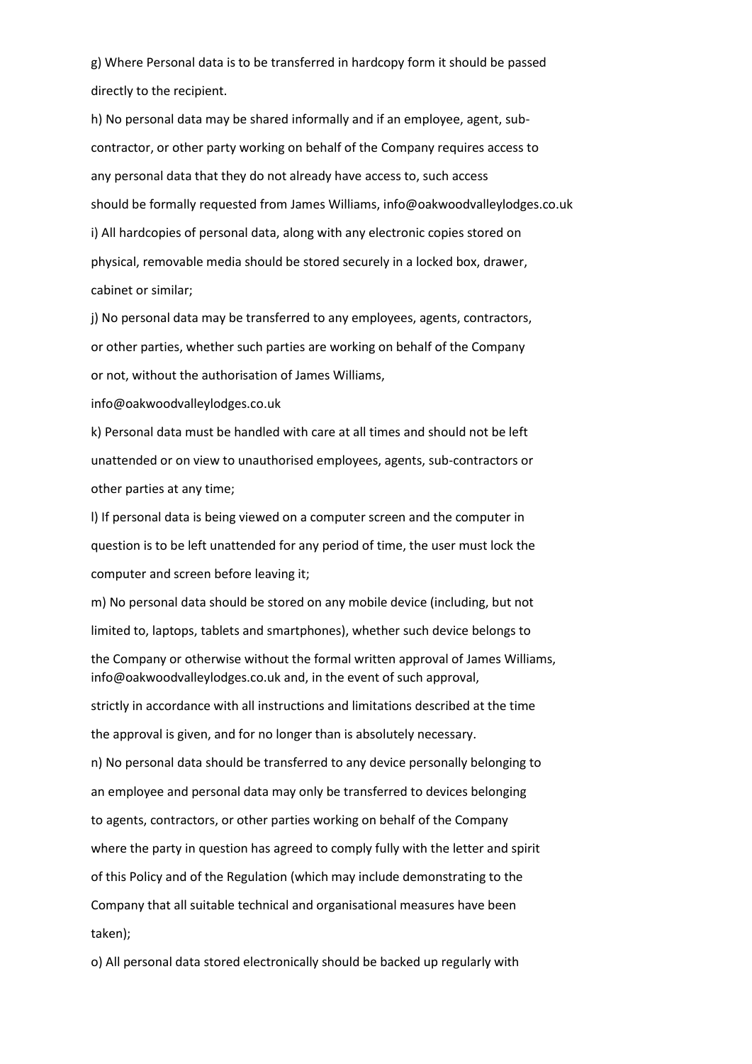g) Where Personal data is to be transferred in hardcopy form it should be passed directly to the recipient.

h) No personal data may be shared informally and if an employee, agent, sub-contractor, or other party working on behalf of the Company requires access to any personal data that they do not already have access to, such access should be formally requested from James Williams, info@oakwoodvalleylodges.co.uk

i) All hardcopies of personal data, along with any electronic copies stored on physical, removable media should be stored securely in a locked box, drawer, cabinet or similar;

j) No personal data may be transferred to any employees, agents, contractors, or other parties, whether such parties are working on behalf of the Company or not, without the authorisation of James Williams, info@oakwoodvalleylodges.co.uk

k) Personal data must be handled with care at all times and should not be left unattended or on view to unauthorised employees, agents, sub-contractors or other parties at any time;

l) If personal data is being viewed on a computer screen and the computer in question is to be left unattended for any period of time, the user must lock the computer and screen before leaving it;

m) No personal data should be stored on any mobile device (including, but not limited to, laptops, tablets and smartphones), whether such device belongs to the Company or otherwise without the formal written approval of James Williams, info@oakwoodvalleylodges.co.uk and, in the event of such approval, strictly in accordance with all instructions and limitations described at the time the approval is given, and for no longer than is absolutely necessary.

n) No personal data should be transferred to any device personally belonging to an employee and personal data may only be transferred to devices belonging to agents, contractors, or other parties working on behalf of the Company where the party in question has agreed to comply fully with the letter and spirit of this Policy and of the Regulation (which may include demonstrating to the Company that all suitable technical and organisational measures have been taken);

o) All personal data stored electronically should be backed up regularly with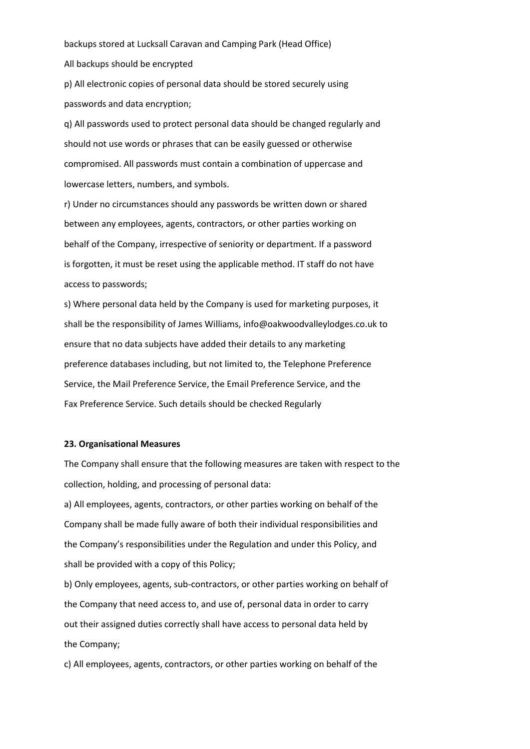backups stored at Lucksall Caravan and Camping Park (Head Office)

All backups should be encrypted

p) All electronic copies of personal data should be stored securely using passwords and data encryption;

q) All passwords used to protect personal data should be changed regularly and should not use words or phrases that can be easily guessed or otherwise compromised. All passwords must contain a combination of uppercase and lowercase letters, numbers, and symbols.

r) Under no circumstances should any passwords be written down or shared between any employees, agents, contractors, or other parties working on behalf of the Company, irrespective of seniority or department. If a password is forgotten, it must be reset using the applicable method. IT staff do not have access to passwords;

s) Where personal data held by the Company is used for marketing purposes, it shall be the responsibility of James Williams, info@oakwoodvalleylodges.co.uk to ensure that no data subjects have added their details to any marketing preference databases including, but not limited to, the Telephone Preference Service, the Mail Preference Service, the Email Preference Service, and the Fax Preference Service. Such details should be checked Regularly

**23. Organisational Measures**

The Company shall ensure that the following measures are taken with respect to the collection, holding, and processing of personal data:

a) All employees, agents, contractors, or other parties working on behalf of the Company shall be made fully aware of both their individual responsibilities and the Company's responsibilities under the Regulation and under this Policy, and shall be provided with a copy of this Policy;

b) Only employees, agents, sub-contractors, or other parties working on behalf of the Company that need access to, and use of, personal data in order to carry out their assigned duties correctly shall have access to personal data held by the Company;

c) All employees, agents, contractors, or other parties working on behalf of the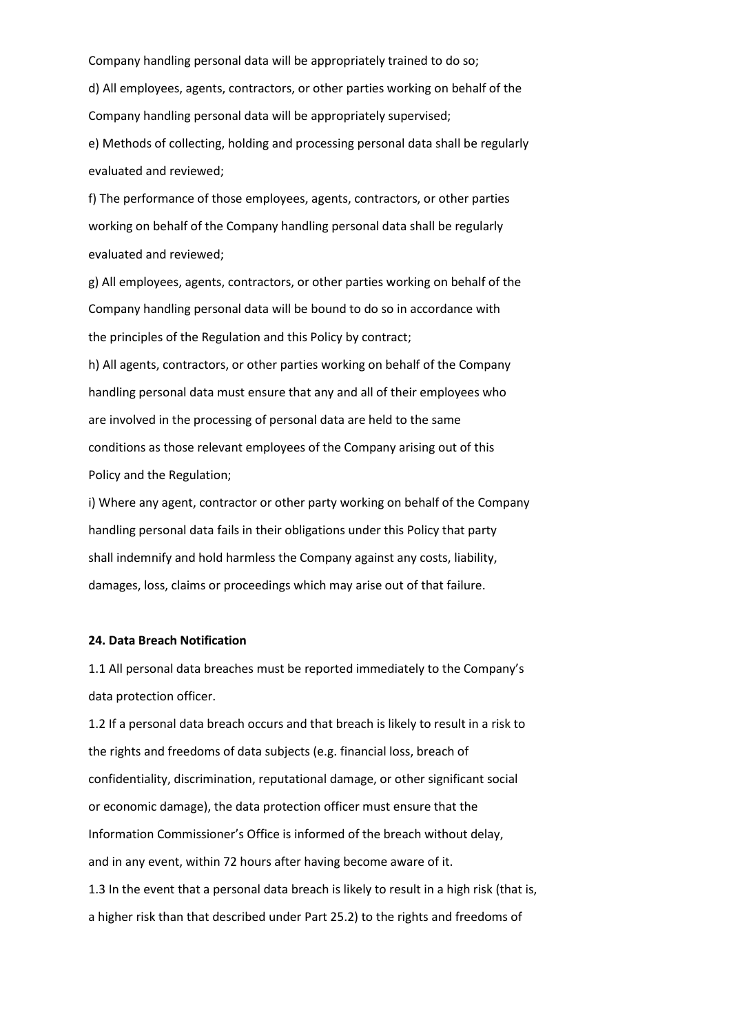Company handling personal data will be appropriately trained to do so;

d) All employees, agents, contractors, or other parties working on behalf of the Company handling personal data will be appropriately supervised;

e) Methods of collecting, holding and processing personal data shall be regularly evaluated and reviewed;

f) The performance of those employees, agents, contractors, or other parties working on behalf of the Company handling personal data shall be regularly evaluated and reviewed;

g) All employees, agents, contractors, or other parties working on behalf of the Company handling personal data will be bound to do so in accordance with the principles of the Regulation and this Policy by contract;

h) All agents, contractors, or other parties working on behalf of the Company handling personal data must ensure that any and all of their employees who are involved in the processing of personal data are held to the same conditions as those relevant employees of the Company arising out of this Policy and the Regulation;

i) Where any agent, contractor or other party working on behalf of the Company handling personal data fails in their obligations under this Policy that party shall indemnify and hold harmless the Company against any costs, liability, damages, loss, claims or proceedings which may arise out of that failure.

**24. Data Breach Notification**

1.1 All personal data breaches must be reported immediately to the Company's data protection officer.

1.2 If a personal data breach occurs and that breach is likely to result in a risk to the rights and freedoms of data subjects (e.g. financial loss, breach of confidentiality, discrimination, reputational damage, or other significant social or economic damage), the data protection officer must ensure that the Information Commissioner's Office is informed of the breach without delay, and in any event, within 72 hours after having become aware of it.

1.3 In the event that a personal data breach is likely to result in a high risk (that is, a higher risk than that described under Part 25.2) to the rights and freedoms of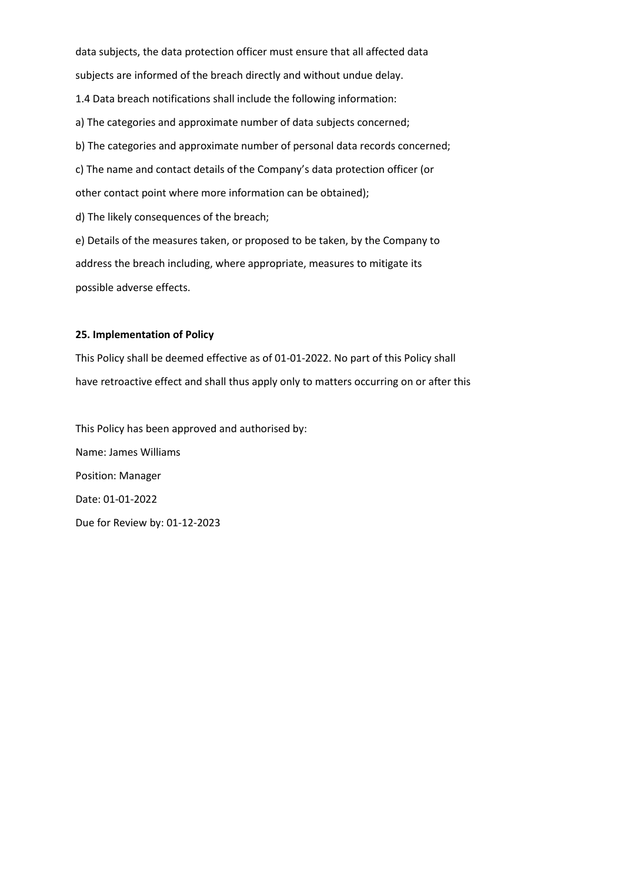data subjects, the data protection officer must ensure that all affected data subjects are informed of the breach directly and without undue delay.

1.4 Data breach notifications shall include the following information:

a) The categories and approximate number of data subjects concerned;

b) The categories and approximate number of personal data records concerned;

c) The name and contact details of the Company's data protection officer (or other contact point where more information can be obtained);

d) The likely consequences of the breach;

e) Details of the measures taken, or proposed to be taken, by the Company to address the breach including, where appropriate, measures to mitigate its possible adverse effects.

**25. Implementation of Policy**

This Policy shall be deemed effective as of 01-01-2022. No part of this Policy shall have retroactive effect and shall thus apply only to matters occurring on or after this

This Policy has been approved and authorised by:

Name: James Williams

Position: Manager

Date: 01-01-2022

Due for Review by: 01-12-2023